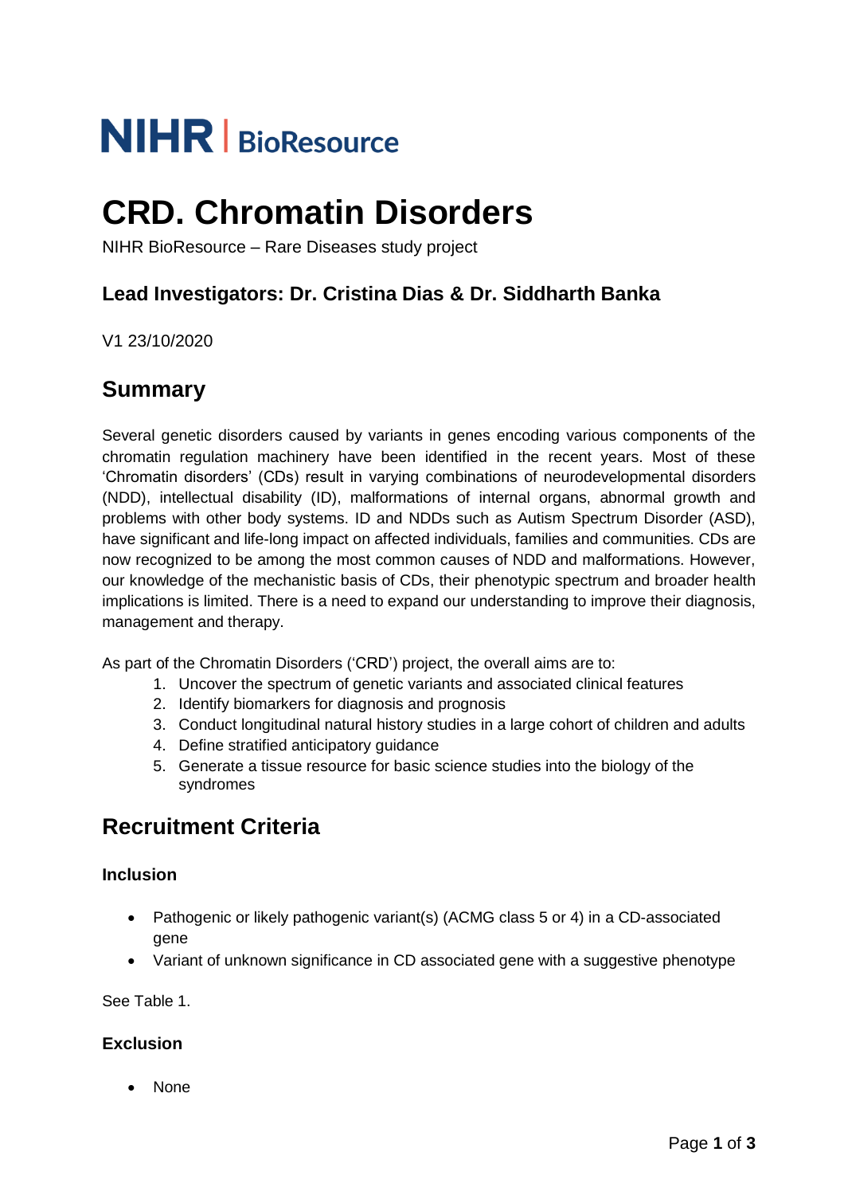NIHR | BioResource

# CRD. Chromatin Disorders

NIHR BioResource – Rare Diseases study project

### Lead Investigators: Dr. Cristina Dias & Dr. Siddharth Banka

V1 23/10/2020

## Summary

Several genetic disorders caused by variants in genes encoding various components of the chromatin regulation machinery have been identified in the recent years. Most of these 'Chromatin disorders' (CDs) result in varying combinations of neurodevelopmental disorders (NDD), intellectual disability (ID), malformations of internal organs, abnormal growth and problems with other body systems. ID and NDDs such as Autism Spectrum Disorder (ASD), have significant and life-long impact on affected individuals, families and communities. CDs are now recognized to be among the most common causes of NDD and malformations. However, our knowledge of the mechanistic basis of CDs, their phenotypic spectrum and broader health implications is limited. There is a need to expand our understanding to improve their diagnosis, management and therapy.

As part of the Chromatin Disorders ('CRD') project, the overall aims are to:

1. Uncover the spectrum of genetic variants and associated clinical features
2. Identify biomarkers for diagnosis and prognosis
3. Conduct longitudinal natural history studies in a large cohort of children and adults
4. Define stratified anticipatory guidance
5. Generate a tissue resource for basic science studies into the biology of the syndromes

## Recruitment Criteria

### Inclusion

- Pathogenic or likely pathogenic variant(s) (ACMG class 5 or 4) in a CD-associated gene
- Variant of unknown significance in CD associated gene with a suggestive phenotype

See Table 1.

### Exclusion

- None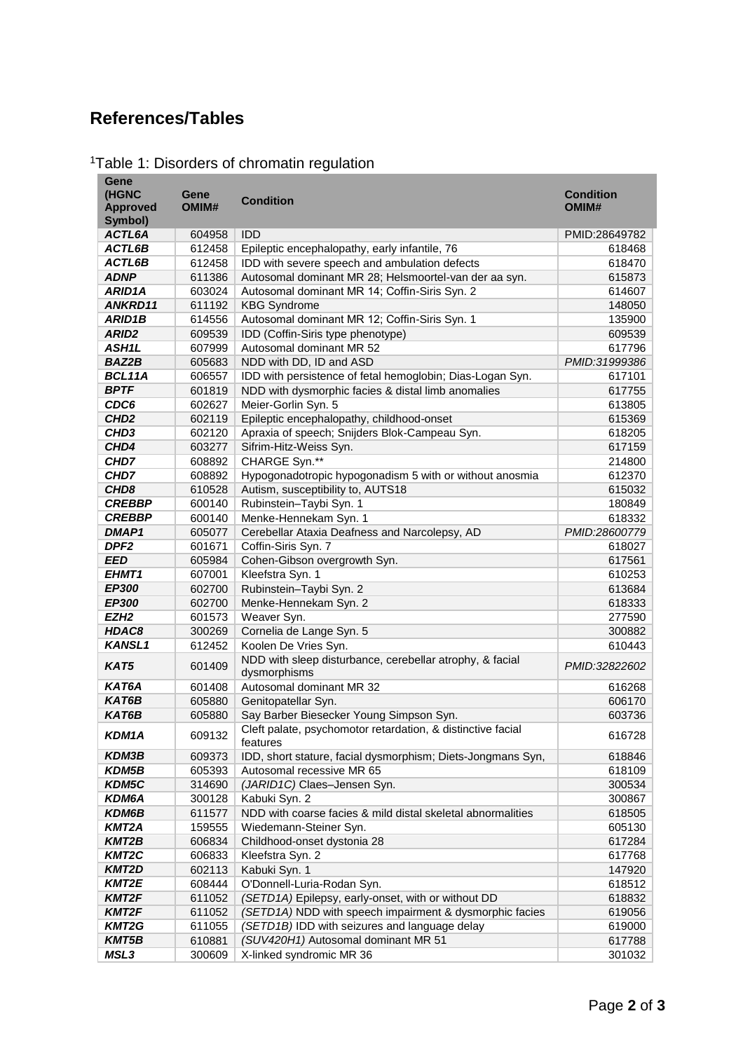## References/Tables

[1]Table 1: Disorders of chromatin regulation

| Gene (HGNC Approved Symbol) | Gene OMIM# | Condition | Condition OMIM# |
|---|---|---|---|
| ***ACTL6A*** | 604958 | IDD | PMID:28649782 |
| ***ACTL6B*** | 612458 | Epileptic encephalopathy, early infantile, 76 | 618468 |
| ***ACTL6B*** | 612458 | IDD with severe speech and ambulation defects | 618470 |
| ***ADNP*** | 611386 | Autosomal dominant MR 28; Helsmoortel-van der aa syn. | 615873 |
| ***ARID1A*** | 603024 | Autosomal dominant MR 14; Coffin-Siris Syn. 2 | 614607 |
| ***ANKRD11*** | 611192 | KBG Syndrome | 148050 |
| ***ARID1B*** | 614556 | Autosomal dominant MR 12; Coffin-Siris Syn. 1 | 135900 |
| ***ARID2*** | 609539 | IDD (Coffin-Siris type phenotype) | 609539 |
| ***ASH1L*** | 607999 | Autosomal dominant MR 52 | 617796 |
| ***BAZ2B*** | 605683 | NDD with DD, ID and ASD | *PMID:31999386* |
| ***BCL11A*** | 606557 | IDD with persistence of fetal hemoglobin; Dias-Logan Syn. | 617101 |
| ***BPTF*** | 601819 | NDD with dysmorphic facies & distal limb anomalies | 617755 |
| ***CDC6*** | 602627 | Meier-Gorlin Syn. 5 | 613805 |
| ***CHD2*** | 602119 | Epileptic encephalopathy, childhood-onset | 615369 |
| ***CHD3*** | 602120 | Apraxia of speech; Snijders Blok-Campeau Syn. | 618205 |
| ***CHD4*** | 603277 | Sifrim-Hitz-Weiss Syn. | 617159 |
| ***CHD7*** | 608892 | CHARGE Syn.** | 214800 |
| ***CHD7*** | 608892 | Hypogonadotropic hypogonadism 5 with or without anosmia | 612370 |
| ***CHD8*** | 610528 | Autism, susceptibility to, AUTS18 | 615032 |
| ***CREBBP*** | 600140 | Rubinstein–Taybi Syn. 1 | 180849 |
| ***CREBBP*** | 600140 | Menke-Hennekam Syn. 1 | 618332 |
| ***DMAP1*** | 605077 | Cerebellar Ataxia Deafness and Narcolepsy, AD | *PMID:28600779* |
| ***DPF2*** | 601671 | Coffin-Siris Syn. 7 | 618027 |
| ***EED*** | 605984 | Cohen-Gibson overgrowth Syn. | 617561 |
| ***EHMT1*** | 607001 | Kleefstra Syn. 1 | 610253 |
| ***EP300*** | 602700 | Rubinstein–Taybi Syn. 2 | 613684 |
| ***EP300*** | 602700 | Menke-Hennekam Syn. 2 | 618333 |
| ***EZH2*** | 601573 | Weaver Syn. | 277590 |
| ***HDAC8*** | 300269 | Cornelia de Lange Syn. 5 | 300882 |
| ***KANSL1*** | 612452 | Koolen De Vries Syn. | 610443 |
| ***KAT5*** | 601409 | NDD with sleep disturbance, cerebellar atrophy, & facial dysmorphisms | *PMID:32822602* |
| ***KAT6A*** | 601408 | Autosomal dominant MR 32 | 616268 |
| ***KAT6B*** | 605880 | Genitopatellar Syn. | 606170 |
| ***KAT6B*** | 605880 | Say Barber Biesecker Young Simpson Syn. | 603736 |
| ***KDM1A*** | 609132 | Cleft palate, psychomotor retardation, & distinctive facial features | 616728 |
| ***KDM3B*** | 609373 | IDD, short stature, facial dysmorphism; Diets-Jongmans Syn, | 618846 |
| ***KDM5B*** | 605393 | Autosomal recessive MR 65 | 618109 |
| ***KDM5C*** | 314690 | *(JARID1C)* Claes–Jensen Syn. | 300534 |
| ***KDM6A*** | 300128 | Kabuki Syn. 2 | 300867 |
| ***KDM6B*** | 611577 | NDD with coarse facies & mild distal skeletal abnormalities | 618505 |
| ***KMT2A*** | 159555 | Wiedemann-Steiner Syn. | 605130 |
| ***KMT2B*** | 606834 | Childhood-onset dystonia 28 | 617284 |
| ***KMT2C*** | 606833 | Kleefstra Syn. 2 | 617768 |
| ***KMT2D*** | 602113 | Kabuki Syn. 1 | 147920 |
| ***KMT2E*** | 608444 | O'Donnell-Luria-Rodan Syn. | 618512 |
| ***KMT2F*** | 611052 | *(SETD1A)* Epilepsy, early-onset, with or without DD | 618832 |
| ***KMT2F*** | 611052 | *(SETD1A)* NDD with speech impairment & dysmorphic facies | 619056 |
| ***KMT2G*** | 611055 | *(SETD1B)* IDD with seizures and language delay | 619000 |
| ***KMT5B*** | 610881 | *(SUV420H1)* Autosomal dominant MR 51 | 617788 |
| ***MSL3*** | 300609 | X-linked syndromic MR 36 | 301032 |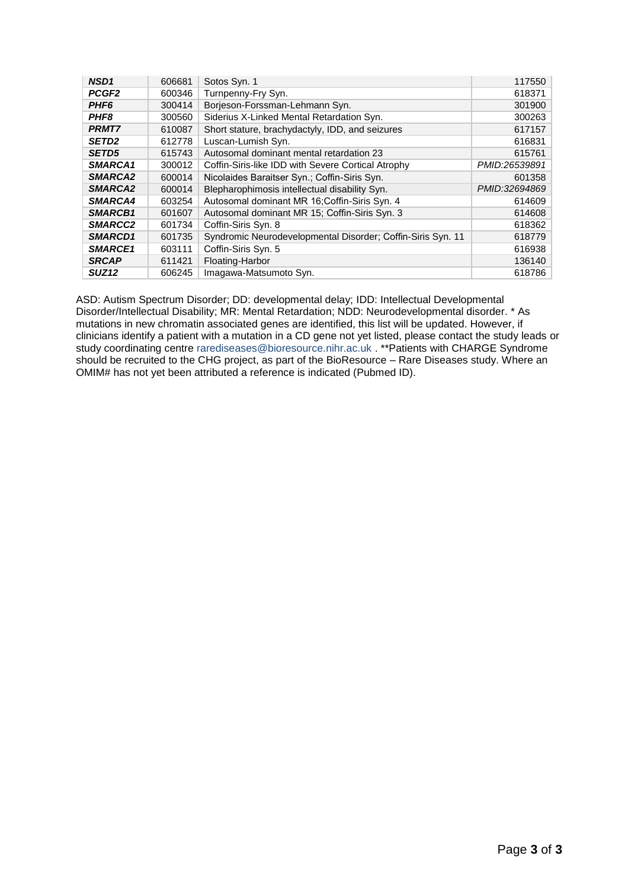| | | | |
|---|---|---|---|
| ***NSD1*** | 606681 | Sotos Syn. 1 | 117550 |
| ***PCGF2*** | 600346 | Turnpenny-Fry Syn. | 618371 |
| ***PHF6*** | 300414 | Borjeson-Forssman-Lehmann Syn. | 301900 |
| ***PHF8*** | 300560 | Siderius X-Linked Mental Retardation Syn. | 300263 |
| ***PRMT7*** | 610087 | Short stature, brachydactyly, IDD, and seizures | 617157 |
| ***SETD2*** | 612778 | Luscan-Lumish Syn. | 616831 |
| ***SETD5*** | 615743 | Autosomal dominant mental retardation 23 | 615761 |
| ***SMARCA1*** | 300012 | Coffin-Siris-like IDD with Severe Cortical Atrophy | *PMID:26539891* |
| ***SMARCA2*** | 600014 | Nicolaides Baraitser Syn.; Coffin-Siris Syn. | 601358 |
| ***SMARCA2*** | 600014 | Blepharophimosis intellectual disability Syn. | *PMID:32694869* |
| ***SMARCA4*** | 603254 | Autosomal dominant MR 16;Coffin-Siris Syn. 4 | 614609 |
| ***SMARCB1*** | 601607 | Autosomal dominant MR 15; Coffin-Siris Syn. 3 | 614608 |
| ***SMARCC2*** | 601734 | Coffin-Siris Syn. 8 | 618362 |
| ***SMARCD1*** | 601735 | Syndromic Neurodevelopmental Disorder; Coffin-Siris Syn. 11 | 618779 |
| ***SMARCE1*** | 603111 | Coffin-Siris Syn. 5 | 616938 |
| ***SRCAP*** | 611421 | Floating-Harbor | 136140 |
| ***SUZ12*** | 606245 | Imagawa-Matsumoto Syn. | 618786 |

ASD: Autism Spectrum Disorder; DD: developmental delay; IDD: Intellectual Developmental Disorder/Intellectual Disability; MR: Mental Retardation; NDD: Neurodevelopmental disorder. * As mutations in new chromatin associated genes are identified, this list will be updated. However, if clinicians identify a patient with a mutation in a CD gene not yet listed, please contact the study leads or study coordinating centre rarediseases@bioresource.nihr.ac.uk . **Patients with CHARGE Syndrome should be recruited to the CHG project, as part of the BioResource – Rare Diseases study. Where an OMIM# has not yet been attributed a reference is indicated (Pubmed ID).